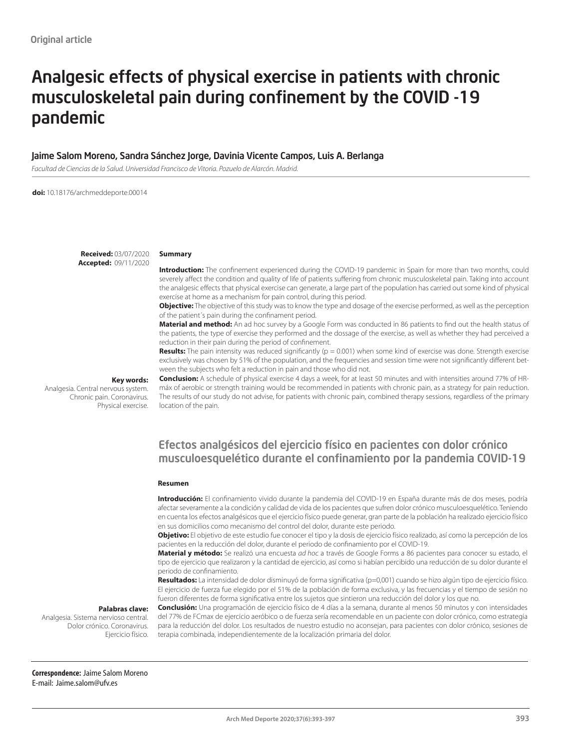Original article

# Analgesic effects of physical exercise in patients with chronic musculoskeletal pain during confinement by the COVID -19 pandemic

## Jaime Salom Moreno, Sandra Sánchez Jorge, Davinia Vicente Campos, Luis A. Berlanga

*Facultad de Ciencias de la Salud. Universidad Francisco de Vitoria. Pozuelo de Alarcón. Madrid.*

**doi:** 10.18176/archmeddeporte.00014

**Received:** 03/07/2020
**Accepted:** 09/11/2020

### Summary

**Introduction:** The confinement experienced during the COVID-19 pandemic in Spain for more than two months, could severely affect the condition and quality of life of patients suffering from chronic musculoskeletal pain. Taking into account the analgesic effects that physical exercise can generate, a large part of the population has carried out some kind of physical exercise at home as a mechanism for pain control, during this period.

**Objective:** The objective of this study was to know the type and dosage of the exercise performed, as well as the perception of the patient´s pain during the confinament period.

**Material and method:** An ad hoc survey by a Google Form was conducted in 86 patients to find out the health status of the patients, the type of exercise they performed and the dossage of the exercise, as well as whether they had perceived a reduction in their pain during the period of confinement.

**Results:** The pain intensity was reduced significantly ($p = 0.001$) when some kind of exercise was done. Strength exercise exclusively was chosen by 51% of the population, and the frequencies and session time were not significantly different between the subjects who felt a reduction in pain and those who did not.

**Conclusion:** A schedule of physical exercise 4 days a week, for at least 50 minutes and with intensities around 77% of HR-máx of aerobic or strength training would be recommended in patients with chronic pain, as a strategy for pain reduction. The results of our study do not advise, for patients with chronic pain, combined therapy sessions, regardless of the primary location of the pain.

**Key words:**
Analgesia. Central nervous system. Chronic pain. Coronavirus. Physical exercise.

## Efectos analgésicos del ejercicio físico en pacientes con dolor crónico musculoesquelético durante el confinamiento por la pandemia COVID-19

### Resumen

**Introducción:** El confinamiento vivido durante la pandemia del COVID-19 en España durante más de dos meses, podría afectar severamente a la condición y calidad de vida de los pacientes que sufren dolor crónico musculoesquelético. Teniendo en cuenta los efectos analgésicos que el ejercicio físico puede generar, gran parte de la población ha realizado ejercicio físico en sus domicilios como mecanismo del control del dolor, durante este periodo.

**Objetivo:** El objetivo de este estudio fue conocer el tipo y la dosis de ejercicio físico realizado, así como la percepción de los pacientes en la reducción del dolor, durante el periodo de confinamiento por el COVID-19.

**Material y método:** Se realizó una encuesta *ad hoc* a través de Google Forms a 86 pacientes para conocer su estado, el tipo de ejercicio que realizaron y la cantidad de ejercicio, así como si habían percibido una reducción de su dolor durante el periodo de confinamiento.

**Resultados:** La intensidad de dolor disminuyó de forma significativa ($p=0,001$) cuando se hizo algún tipo de ejercicio físico. El ejercicio de fuerza fue elegido por el 51% de la población de forma exclusiva, y las frecuencias y el tiempo de sesión no fueron diferentes de forma significativa entre los sujetos que sintieron una reducción del dolor y los que no.

**Conclusión:** Una programación de ejercicio físico de 4 días a la semana, durante al menos 50 minutos y con intensidades del 77% de FCmax de ejercicio aeróbico o de fuerza sería recomendable en un paciente con dolor crónico, como estrategia para la reducción del dolor. Los resultados de nuestro estudio no aconsejan, para pacientes con dolor crónico, sesiones de terapia combinada, independientemente de la localización primaria del dolor.

**Palabras clave:**
Analgesia. Sistema nervioso central. Dolor crónico. Coronavirus. Ejercicio físico.

**Correspondence:** Jaime Salom Moreno
E-mail: Jaime.salom@ufv.es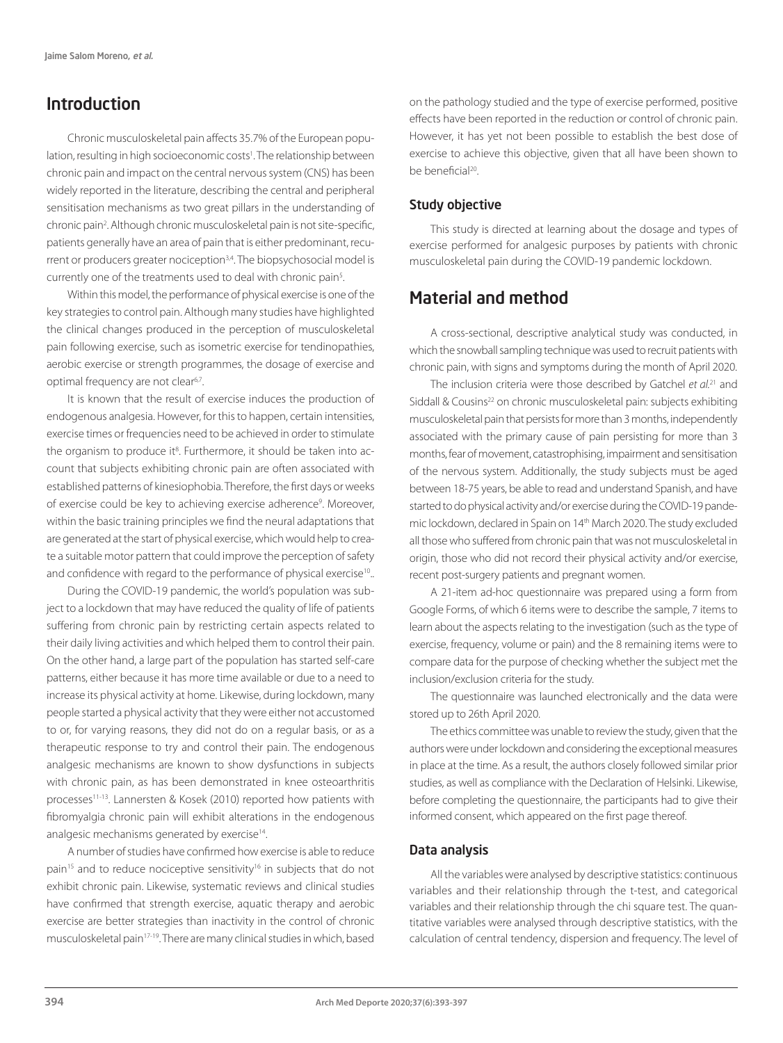## Introduction

Chronic musculoskeletal pain affects 35.7% of the European population, resulting in high socioeconomic costs[1]. The relationship between chronic pain and impact on the central nervous system (CNS) has been widely reported in the literature, describing the central and peripheral sensitisation mechanisms as two great pillars in the understanding of chronic pain[2]. Although chronic musculoskeletal pain is not site-specific, patients generally have an area of pain that is either predominant, recurrent or producers greater nociception[3,4]. The biopsychosocial model is currently one of the treatments used to deal with chronic pain[5].

Within this model, the performance of physical exercise is one of the key strategies to control pain. Although many studies have highlighted the clinical changes produced in the perception of musculoskeletal pain following exercise, such as isometric exercise for tendinopathies, aerobic exercise or strength programmes, the dosage of exercise and optimal frequency are not clear[6,7].

It is known that the result of exercise induces the production of endogenous analgesia. However, for this to happen, certain intensities, exercise times or frequencies need to be achieved in order to stimulate the organism to produce it[8]. Furthermore, it should be taken into account that subjects exhibiting chronic pain are often associated with established patterns of kinesiophobia. Therefore, the first days or weeks of exercise could be key to achieving exercise adherence[9]. Moreover, within the basic training principles we find the neural adaptations that are generated at the start of physical exercise, which would help to create a suitable motor pattern that could improve the perception of safety and confidence with regard to the performance of physical exercise[10]..

During the COVID-19 pandemic, the world's population was subject to a lockdown that may have reduced the quality of life of patients suffering from chronic pain by restricting certain aspects related to their daily living activities and which helped them to control their pain. On the other hand, a large part of the population has started self-care patterns, either because it has more time available or due to a need to increase its physical activity at home. Likewise, during lockdown, many people started a physical activity that they were either not accustomed to or, for varying reasons, they did not do on a regular basis, or as a therapeutic response to try and control their pain. The endogenous analgesic mechanisms are known to show dysfunctions in subjects with chronic pain, as has been demonstrated in knee osteoarthritis processes[11-13]. Lannersten & Kosek (2010) reported how patients with fibromyalgia chronic pain will exhibit alterations in the endogenous analgesic mechanisms generated by exercise[14].

A number of studies have confirmed how exercise is able to reduce pain[15] and to reduce nociceptive sensitivity[16] in subjects that do not exhibit chronic pain. Likewise, systematic reviews and clinical studies have confirmed that strength exercise, aquatic therapy and aerobic exercise are better strategies than inactivity in the control of chronic musculoskeletal pain[17-19]. There are many clinical studies in which, based on the pathology studied and the type of exercise performed, positive effects have been reported in the reduction or control of chronic pain. However, it has yet not been possible to establish the best dose of exercise to achieve this objective, given that all have been shown to be beneficial[20].

### Study objective

This study is directed at learning about the dosage and types of exercise performed for analgesic purposes by patients with chronic musculoskeletal pain during the COVID-19 pandemic lockdown.

## Material and method

A cross-sectional, descriptive analytical study was conducted, in which the snowball sampling technique was used to recruit patients with chronic pain, with signs and symptoms during the month of April 2020.

The inclusion criteria were those described by Gatchel *et al.*[21] and Siddall & Cousins[22] on chronic musculoskeletal pain: subjects exhibiting musculoskeletal pain that persists for more than 3 months, independently associated with the primary cause of pain persisting for more than 3 months, fear of movement, catastrophising, impairment and sensitisation of the nervous system. Additionally, the study subjects must be aged between 18-75 years, be able to read and understand Spanish, and have started to do physical activity and/or exercise during the COVID-19 pandemic lockdown, declared in Spain on 14th March 2020. The study excluded all those who suffered from chronic pain that was not musculoskeletal in origin, those who did not record their physical activity and/or exercise, recent post-surgery patients and pregnant women.

A 21-item ad-hoc questionnaire was prepared using a form from Google Forms, of which 6 items were to describe the sample, 7 items to learn about the aspects relating to the investigation (such as the type of exercise, frequency, volume or pain) and the 8 remaining items were to compare data for the purpose of checking whether the subject met the inclusion/exclusion criteria for the study.

The questionnaire was launched electronically and the data were stored up to 26th April 2020.

The ethics committee was unable to review the study, given that the authors were under lockdown and considering the exceptional measures in place at the time. As a result, the authors closely followed similar prior studies, as well as compliance with the Declaration of Helsinki. Likewise, before completing the questionnaire, the participants had to give their informed consent, which appeared on the first page thereof.

### Data analysis

All the variables were analysed by descriptive statistics: continuous variables and their relationship through the t-test, and categorical variables and their relationship through the chi square test. The quantitative variables were analysed through descriptive statistics, with the calculation of central tendency, dispersion and frequency. The level of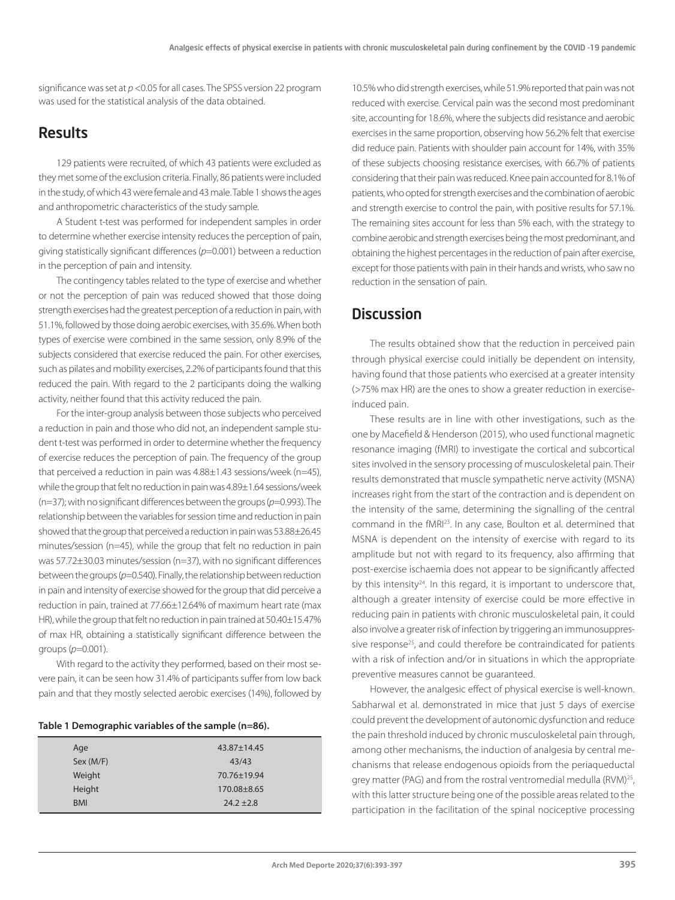significance was set at $p < 0.05$ for all cases. The SPSS version 22 program was used for the statistical analysis of the data obtained.

## Results

129 patients were recruited, of which 43 patients were excluded as they met some of the exclusion criteria. Finally, 86 patients were included in the study, of which 43 were female and 43 male. Table 1 shows the ages and anthropometric characteristics of the study sample.

A Student t-test was performed for independent samples in order to determine whether exercise intensity reduces the perception of pain, giving statistically significant differences ($p=0.001$) between a reduction in the perception of pain and intensity.

The contingency tables related to the type of exercise and whether or not the perception of pain was reduced showed that those doing strength exercises had the greatest perception of a reduction in pain, with 51.1%, followed by those doing aerobic exercises, with 35.6%. When both types of exercise were combined in the same session, only 8.9% of the subjects considered that exercise reduced the pain. For other exercises, such as pilates and mobility exercises, 2.2% of participants found that this reduced the pain. With regard to the 2 participants doing the walking activity, neither found that this activity reduced the pain.

For the inter-group analysis between those subjects who perceived a reduction in pain and those who did not, an independent sample student t-test was performed in order to determine whether the frequency of exercise reduces the perception of pain. The frequency of the group that perceived a reduction in pain was 4.88±1.43 sessions/week (n=45), while the group that felt no reduction in pain was 4.89±1.64 sessions/week (n=37); with no significant differences between the groups ($p=0.993$). The relationship between the variables for session time and reduction in pain showed that the group that perceived a reduction in pain was 53.88±26.45 minutes/session (n=45), while the group that felt no reduction in pain was 57.72±30.03 minutes/session (n=37), with no significant differences between the groups ($p=0.540$). Finally, the relationship between reduction in pain and intensity of exercise showed for the group that did perceive a reduction in pain, trained at 77.66±12.64% of maximum heart rate (max HR), while the group that felt no reduction in pain trained at 50.40±15.47% of max HR, obtaining a statistically significant difference between the groups ($p=0.001$).

With regard to the activity they performed, based on their most severe pain, it can be seen how 31.4% of participants suffer from low back pain and that they mostly selected aerobic exercises (14%), followed by 10.5% who did strength exercises, while 51.9% reported that pain was not reduced with exercise. Cervical pain was the second most predominant site, accounting for 18.6%, where the subjects did resistance and aerobic exercises in the same proportion, observing how 56.2% felt that exercise did reduce pain. Patients with shoulder pain account for 14%, with 35% of these subjects choosing resistance exercises, with 66.7% of patients considering that their pain was reduced. Knee pain accounted for 8.1% of patients, who opted for strength exercises and the combination of aerobic and strength exercise to control the pain, with positive results for 57.1%. The remaining sites account for less than 5% each, with the strategy to combine aerobic and strength exercises being the most predominant, and obtaining the highest percentages in the reduction of pain after exercise, except for those patients with pain in their hands and wrists, who saw no reduction in the sensation of pain.

**Table 1 Demographic variables of the sample (n=86).**

| | |
|---|---|
| Age | 43.87±14.45 |
| Sex (M/F) | 43/43 |
| Weight | 70.76±19.94 |
| Height | 170.08±8.65 |
| BMI | 24.2 ±2.8 |

## Discussion

The results obtained show that the reduction in perceived pain through physical exercise could initially be dependent on intensity, having found that those patients who exercised at a greater intensity (>75% max HR) are the ones to show a greater reduction in exercise-induced pain.

These results are in line with other investigations, such as the one by Macefield & Henderson (2015), who used functional magnetic resonance imaging (fMRI) to investigate the cortical and subcortical sites involved in the sensory processing of musculoskeletal pain. Their results demonstrated that muscle sympathetic nerve activity (MSNA) increases right from the start of the contraction and is dependent on the intensity of the same, determining the signalling of the central command in the fMRI[23]. In any case, Boulton et al. determined that MSNA is dependent on the intensity of exercise with regard to its amplitude but not with regard to its frequency, also affirming that post-exercise ischaemia does not appear to be significantly affected by this intensity[24]. In this regard, it is important to underscore that, although a greater intensity of exercise could be more effective in reducing pain in patients with chronic musculoskeletal pain, it could also involve a greater risk of infection by triggering an immunosuppressive response[25], and could therefore be contraindicated for patients with a risk of infection and/or in situations in which the appropriate preventive measures cannot be guaranteed.

However, the analgesic effect of physical exercise is well-known. Sabharwal et al. demonstrated in mice that just 5 days of exercise could prevent the development of autonomic dysfunction and reduce the pain threshold induced by chronic musculoskeletal pain through, among other mechanisms, the induction of analgesia by central mechanisms that release endogenous opioids from the periaqueductal grey matter (PAG) and from the rostral ventromedial medulla (RVM)[25], with this latter structure being one of the possible areas related to the participation in the facilitation of the spinal nociceptive processing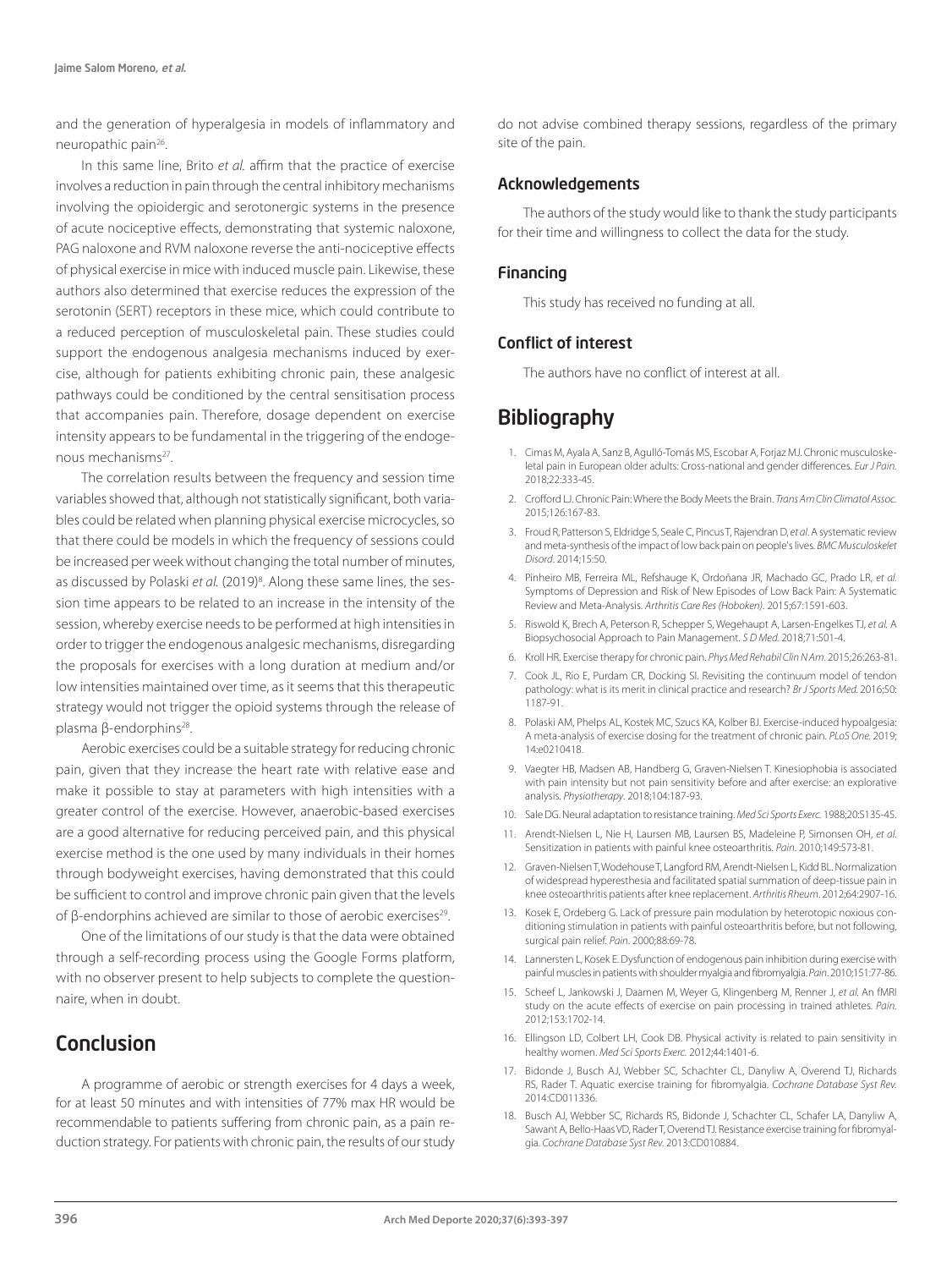and the generation of hyperalgesia in models of inflammatory and neuropathic pain[26].

In this same line, Brito *et al.* affirm that the practice of exercise involves a reduction in pain through the central inhibitory mechanisms involving the opioidergic and serotonergic systems in the presence of acute nociceptive effects, demonstrating that systemic naloxone, PAG naloxone and RVM naloxone reverse the anti-nociceptive effects of physical exercise in mice with induced muscle pain. Likewise, these authors also determined that exercise reduces the expression of the serotonin (SERT) receptors in these mice, which could contribute to a reduced perception of musculoskeletal pain. These studies could support the endogenous analgesia mechanisms induced by exercise, although for patients exhibiting chronic pain, these analgesic pathways could be conditioned by the central sensitisation process that accompanies pain. Therefore, dosage dependent on exercise intensity appears to be fundamental in the triggering of the endogenous mechanisms[27].

The correlation results between the frequency and session time variables showed that, although not statistically significant, both variables could be related when planning physical exercise microcycles, so that there could be models in which the frequency of sessions could be increased per week without changing the total number of minutes, as discussed by Polaski *et al.* (2019)[8]. Along these same lines, the session time appears to be related to an increase in the intensity of the session, whereby exercise needs to be performed at high intensities in order to trigger the endogenous analgesic mechanisms, disregarding the proposals for exercises with a long duration at medium and/or low intensities maintained over time, as it seems that this therapeutic strategy would not trigger the opioid systems through the release of plasma β-endorphins[28].

Aerobic exercises could be a suitable strategy for reducing chronic pain, given that they increase the heart rate with relative ease and make it possible to stay at parameters with high intensities with a greater control of the exercise. However, anaerobic-based exercises are a good alternative for reducing perceived pain, and this physical exercise method is the one used by many individuals in their homes through bodyweight exercises, having demonstrated that this could be sufficient to control and improve chronic pain given that the levels of β-endorphins achieved are similar to those of aerobic exercises[29].

One of the limitations of our study is that the data were obtained through a self-recording process using the Google Forms platform, with no observer present to help subjects to complete the questionnaire, when in doubt.

# Conclusion

A programme of aerobic or strength exercises for 4 days a week, for at least 50 minutes and with intensities of 77% max HR would be recommendable to patients suffering from chronic pain, as a pain reduction strategy. For patients with chronic pain, the results of our study do not advise combined therapy sessions, regardless of the primary site of the pain.

## Acknowledgements

The authors of the study would like to thank the study participants for their time and willingness to collect the data for the study.

## Financing

This study has received no funding at all.

## Conflict of interest

The authors have no conflict of interest at all.

# Bibliography

1. Cimas M, Ayala A, Sanz B, Agulló-Tomás MS, Escobar A, Forjaz MJ. Chronic musculoskeletal pain in European older adults: Cross-national and gender differences. *Eur J Pain.* 2018;22:333-45.
2. Crofford LJ. Chronic Pain: Where the Body Meets the Brain. *Trans Am Clin Climatol Assoc.* 2015;126:167-83.
3. Froud R, Patterson S, Eldridge S, Seale C, Pincus T, Rajendran D, *et al*. A systematic review and meta-synthesis of the impact of low back pain on people's lives. *BMC Musculoskelet Disord*. 2014;15:50.
4. Pinheiro MB, Ferreira ML, Refshauge K, Ordoñana JR, Machado GC, Prado LR, *et al.* Symptoms of Depression and Risk of New Episodes of Low Back Pain: A Systematic Review and Meta-Analysis. *Arthritis Care Res (Hoboken)*. 2015;67:1591-603.
5. Riswold K, Brech A, Peterson R, Schepper S, Wegehaupt A, Larsen-Engelkes TJ, *et al.* A Biopsychosocial Approach to Pain Management. *S D Med.* 2018;71:501-4.
6. Kroll HR. Exercise therapy for chronic pain. *Phys Med Rehabil Clin N Am*. 2015;26:263-81.
7. Cook JL, Rio E, Purdam CR, Docking SI. Revisiting the continuum model of tendon pathology: what is its merit in clinical practice and research? *Br J Sports Med.* 2016;50: 1187-91.
8. Polaski AM, Phelps AL, Kostek MC, Szucs KA, Kolber BJ. Exercise-induced hypoalgesia: A meta-analysis of exercise dosing for the treatment of chronic pain. *PLoS One.* 2019; 14:e0210418.
9. Vaegter HB, Madsen AB, Handberg G, Graven-Nielsen T. Kinesiophobia is associated with pain intensity but not pain sensitivity before and after exercise: an explorative analysis. *Physiotherapy*. 2018;104:187-93.
10. Sale DG. Neural adaptation to resistance training. *Med Sci Sports Exerc.* 1988;20:S135-45.
11. Arendt-Nielsen L, Nie H, Laursen MB, Laursen BS, Madeleine P, Simonsen OH, *et al*. Sensitization in patients with painful knee osteoarthritis. *Pain*. 2010;149:573-81.
12. Graven-Nielsen T, Wodehouse T, Langford RM, Arendt-Nielsen L, Kidd BL. Normalization of widespread hyperesthesia and facilitated spatial summation of deep-tissue pain in knee osteoarthritis patients after knee replacement. *Arthritis Rheum*. 2012;64:2907-16.
13. Kosek E, Ordeberg G. Lack of pressure pain modulation by heterotopic noxious conditioning stimulation in patients with painful osteoarthritis before, but not following, surgical pain relief. *Pain*. 2000;88:69-78.
14. Lannersten L, Kosek E. Dysfunction of endogenous pain inhibition during exercise with painful muscles in patients with shoulder myalgia and fibromyalgia. *Pain*. 2010;151:77-86.
15. Scheef L, Jankowski J, Daamen M, Weyer G, Klingenberg M, Renner J, *et al.* An fMRI study on the acute effects of exercise on pain processing in trained athletes. *Pain*. 2012;153:1702-14.
16. Ellingson LD, Colbert LH, Cook DB. Physical activity is related to pain sensitivity in healthy women. *Med Sci Sports Exerc.* 2012;44:1401-6.
17. Bidonde J, Busch AJ, Webber SC, Schachter CL, Danyliw A, Overend TJ, Richards RS, Rader T. Aquatic exercise training for fibromyalgia. *Cochrane Database Syst Rev.* 2014:CD011336.
18. Busch AJ, Webber SC, Richards RS, Bidonde J, Schachter CL, Schafer LA, Danyliw A, Sawant A, Bello-Haas VD, Rader T, Overend TJ. Resistance exercise training for fibromyalgia. *Cochrane Database Syst Rev.* 2013:CD010884.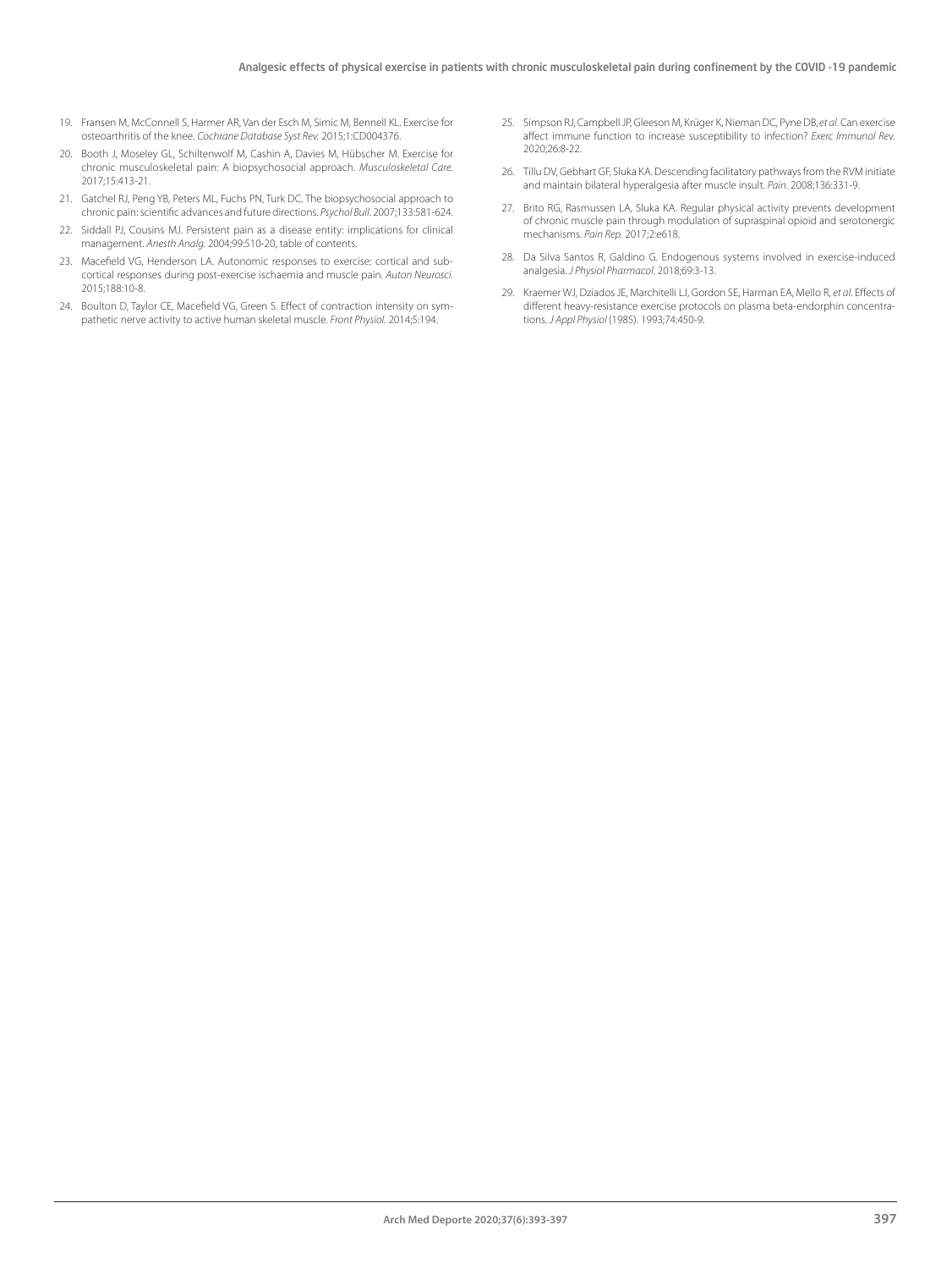19. Fransen M, McConnell S, Harmer AR, Van der Esch M, Simic M, Bennell KL. Exercise for osteoarthritis of the knee. *Cochrane Database Syst Rev.* 2015;1:CD004376.
20. Booth J, Moseley GL, Schiltenwolf M, Cashin A, Davies M, Hübscher M. Exercise for chronic musculoskeletal pain: A biopsychosocial approach. *Musculoskeletal Care.* 2017;15:413-21.
21. Gatchel RJ, Peng YB, Peters ML, Fuchs PN, Turk DC. The biopsychosocial approach to chronic pain: scientific advances and future directions. *Psychol Bull*. 2007;133:581-624.
22. Siddall PJ, Cousins MJ. Persistent pain as a disease entity: implications for clinical management. *Anesth Analg.* 2004;99:510-20, table of contents.
23. Macefield VG, Henderson LA. Autonomic responses to exercise: cortical and subcortical responses during post-exercise ischaemia and muscle pain. *Auton Neurosci*. 2015;188:10-8.
24. Boulton D, Taylor CE, Macefield VG, Green S. Effect of contraction intensity on sympathetic nerve activity to active human skeletal muscle. *Front Physiol.* 2014;5:194.
25. Simpson RJ, Campbell JP, Gleeson M, Krüger K, Nieman DC, Pyne DB, *et al*. Can exercise affect immune function to increase susceptibility to infection? *Exerc Immunol Rev.* 2020;26:8-22.
26. Tillu DV, Gebhart GF, Sluka KA. Descending facilitatory pathways from the RVM initiate and maintain bilateral hyperalgesia after muscle insult. *Pain.* 2008;136:331-9.
27. Brito RG, Rasmussen LA, Sluka KA. Regular physical activity prevents development of chronic muscle pain through modulation of supraspinal opioid and serotonergic mechanisms. *Pain Rep.* 2017;2:e618.
28. Da Silva Santos R, Galdino G. Endogenous systems involved in exercise-induced analgesia. *J Physiol Pharmacol*. 2018;69:3-13.
29. Kraemer WJ, Dziados JE, Marchitelli LJ, Gordon SE, Harman EA, Mello R, *et al*. Effects of different heavy-resistance exercise protocols on plasma beta-endorphin concentrations. *J Appl Physiol* (1985). 1993;74:450-9.